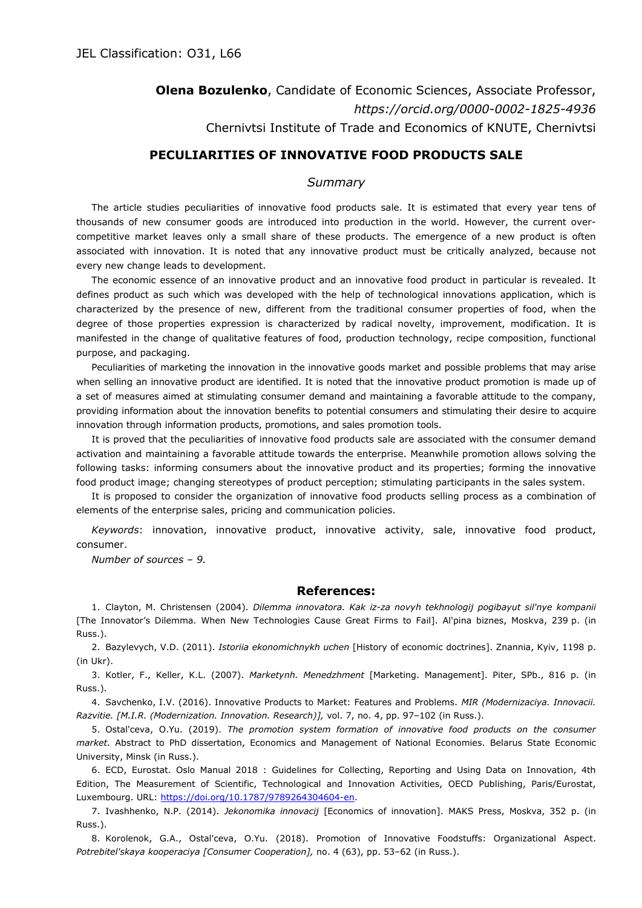JEL Classification: O31, L66

**Olena Bozulenko**, Candidate of Economic Sciences, Associate Professor,
*https://orcid.org/0000-0002-1825-4936*
Chernivtsi Institute of Trade and Economics of KNUTE, Chernivtsi

## PECULIARITIES OF INNOVATIVE FOOD PRODUCTS SALE

### *Summary*

The article studies peculiarities of innovative food products sale. It is estimated that every year tens of thousands of new consumer goods are introduced into production in the world. However, the current over-competitive market leaves only a small share of these products. The emergence of a new product is often associated with innovation. It is noted that any innovative product must be critically analyzed, because not every new change leads to development.

The economic essence of an innovative product and an innovative food product in particular is revealed. It defines product as such which was developed with the help of technological innovations application, which is characterized by the presence of new, different from the traditional consumer properties of food, when the degree of those properties expression is characterized by radical novelty, improvement, modification. It is manifested in the change of qualitative features of food, production technology, recipe composition, functional purpose, and packaging.

Peculiarities of marketing the innovation in the innovative goods market and possible problems that may arise when selling an innovative product are identified. It is noted that the innovative product promotion is made up of a set of measures aimed at stimulating consumer demand and maintaining a favorable attitude to the company, providing information about the innovation benefits to potential consumers and stimulating their desire to acquire innovation through information products, promotions, and sales promotion tools.

It is proved that the peculiarities of innovative food products sale are associated with the consumer demand activation and maintaining a favorable attitude towards the enterprise. Meanwhile promotion allows solving the following tasks: informing consumers about the innovative product and its properties; forming the innovative food product image; changing stereotypes of product perception; stimulating participants in the sales system.

It is proposed to consider the organization of innovative food products selling process as a combination of elements of the enterprise sales, pricing and communication policies.

*Keywords*: innovation, innovative product, innovative activity, sale, innovative food product, consumer.

*Number of sources – 9.*

### References:

1. Clayton, M. Christensen (2004). *Dilemma innovatora. Kak iz-za novyh tekhnologij pogibayut sil'nye kompanii* [The Innovator's Dilemma. When New Technologies Cause Great Firms to Fail]. Al'pina biznes, Moskva, 239 p. (in Russ.).

2. Bazylevych, V.D. (2011). *Istoriia ekonomichnykh uchen* [History of economic doctrines]. Znannia, Kyiv, 1198 p. (in Ukr).

3. Kotler, F., Keller, K.L. (2007). *Marketynh. Menedzhment* [Marketing. Management]. Piter, SPb., 816 p. (in Russ.).

4. Savchenko, I.V. (2016). Innovative Products to Market: Features and Problems. *MIR (Modernizaciya. Innovacii. Razvitie. [M.I.R. (Modernization. Innovation. Research)],* vol. 7, no. 4, pp. 97–102 (in Russ.).

5. Ostal'ceva, O.Yu. (2019). *The promotion system formation of innovative food products on the consumer market.* Abstract to PhD dissertation, Economics and Management of National Economies. Belarus State Economic University, Minsk (in Russ.).

6. ECD, Eurostat. Oslo Manual 2018 : Guidelines for Collecting, Reporting and Using Data on Innovation, 4th Edition, The Measurement of Scientific, Technological and Innovation Activities, OECD Publishing, Paris/Eurostat, Luxembourg. URL: https://doi.org/10.1787/9789264304604-en.

7. Ivashhenko, N.P. (2014). *Jekonomika innovacij* [Economics of innovation]. MAKS Press, Moskva, 352 p. (in Russ.).

8. Korolenok, G.A., Ostal'ceva, O.Yu. (2018). Promotion of Innovative Foodstuffs: Organizational Aspect. *Potrebitel'skaya kooperaciya [Consumer Cooperation],* no. 4 (63), pp. 53–62 (in Russ.).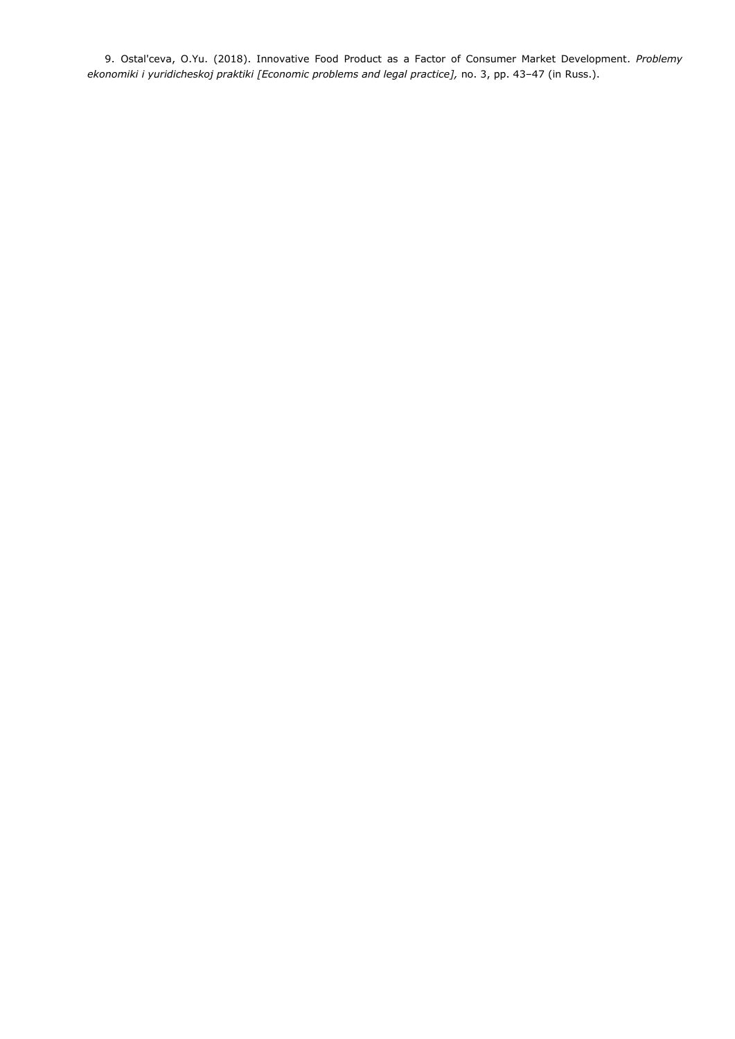9. Ostal'ceva, O.Yu. (2018). Innovative Food Product as a Factor of Consumer Market Development. *Problemy ekonomiki i yuridicheskoj praktiki [Economic problems and legal practice],* no. 3, pp. 43–47 (in Russ.).